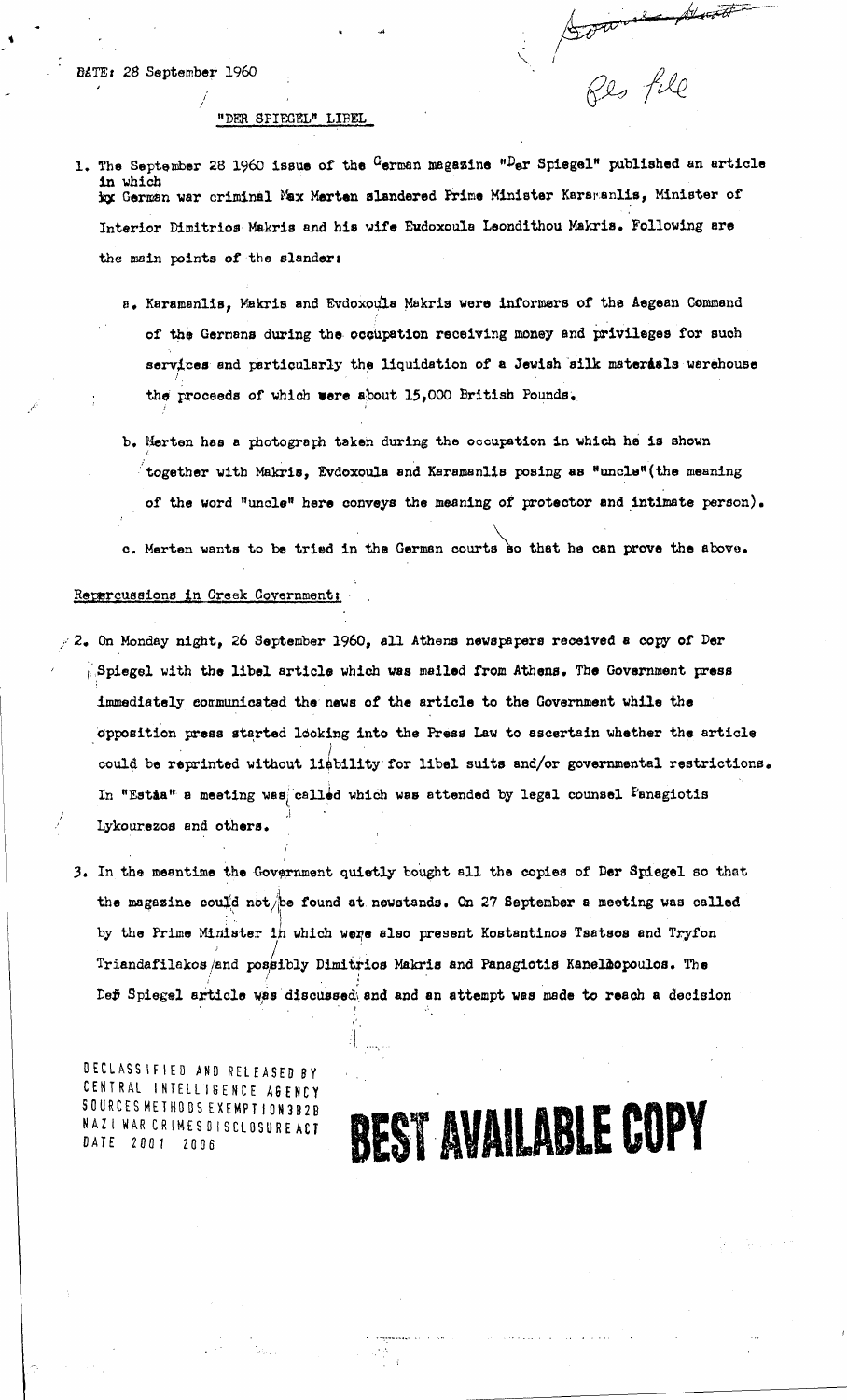DATE: 28 September 1960

Source Alert
Res file

"DER SPIEGEL" LIBEL

1. The September 28 1960 issue of the German magazine "Der Spiegel" published an article in which ~~by~~ German war criminal Max Merten slandered Prime Minister Karamanlis, Minister of Interior Dimitrios Makris and his wife Eudoxoula Leondithou Makris. Following are the main points of the slander:

   a. Karamanlis, Makris and Evdoxoula Makris were informers of the Aegean Command of the Germans during the occupation receiving money and privileges for such services and particularly the liquidation of a Jewish silk materials warehouse the proceeds of which were about 15,000 British Pounds.

   b. Merten has a photograph taken during the occupation in which he is shown together with Makris, Evdoxoula and Karamanlis posing as "uncle"(the meaning of the word "uncle" here conveys the meaning of protector and intimate person).

   c. Merten wants to be tried in the German courts so that he can prove the above.

Repercussions in Greek Government:

2. On Monday night, 26 September 1960, all Athens newspapers received a copy of Der Spiegel with the libel article which was mailed from Athens. The Government press immediately communicated the news of the article to the Government while the opposition press started looking into the Press Law to ascertain whether the article could be reprinted without liability for libel suits and/or governmental restrictions. In "Estia" a meeting was called which was attended by legal counsel Panagiotis Lykourezos and others.

3. In the meantime the Government quietly bought all the copies of Der Spiegel so that the magazine could not be found at newstands. On 27 September a meeting was called by the Prime Minister in which were also present Kostantinos Tsatsos and Tryfon Triandafilakos and possibly Dimitrios Makris and Panagiotis Kanellopoulos. The Der Spiegel article was discussed and and an attempt was made to reach a decision

DECLASSIFIED AND RELEASED BY CENTRAL INTELLIGENCE AGENCY SOURCES METHODS EXEMPTION 3B2B NAZI WAR CRIMES DISCLOSURE ACT DATE 2001 2006

BEST AVAILABLE COPY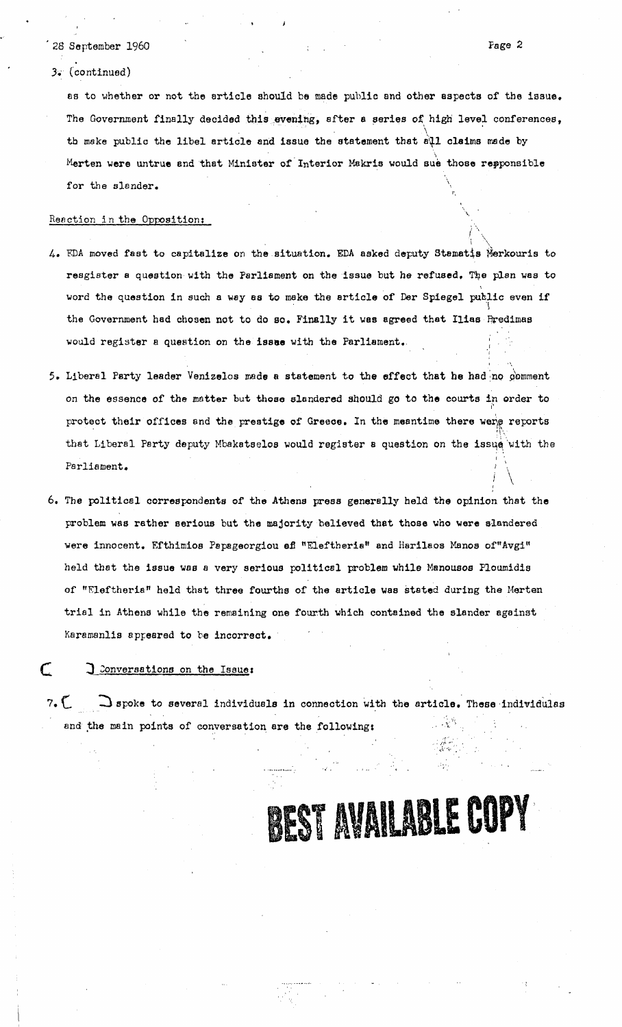3. (continued)

as to whether or not the article should be made public and other aspects of the issue. The Government finally decided this evening, after a series of high level conferences, to make public the libel article and issue the statement that all claims made by Merten were untrue and that Minister of Interior Makris would sue those responsible for the slander.

Reaction in the Opposition:

4. EDA moved fast to capitalize on the situation. EDA asked deputy Stamatis Merkouris to resgister a question with the Parliament on the issue but he refused. The plan was to word the question in such a way as to make the article of Der Spiegel public even if the Government had chosen not to do so. Finally it was agreed that Ilias Predimas would register a question on the issue with the Parliament.

5. Liberal Party leader Venizelos made a statement to the effect that he had no comment on the essence of the matter but those slandered should go to the courts in order to protect their offices and the prestige of Greece. In the meantime there were reports that Liberal Party deputy Mbakatselos would register a question on the issue with the Parliament.

6. The political correspondents of the Athens press generally held the opinion that the problem was rather serious but the majority believed that those who were slandered were innocent. Efthimios Papageorgiou of "Eleftheria" and Harilaos Manos of "Avgi" held that the issue was a very serious political problem while Manousos Floumidis of "Eleftheria" held that three fourths of the article was stated during the Merten trial in Athens while the remaining one fourth which contained the slander against Karamanlis appeared to be incorrect.

[ ] Conversations on the Issue:

7. [ ] spoke to several individuals in connection with the article. These individulas and the main points of conversation are the following:

BEST AVAILABLE COPY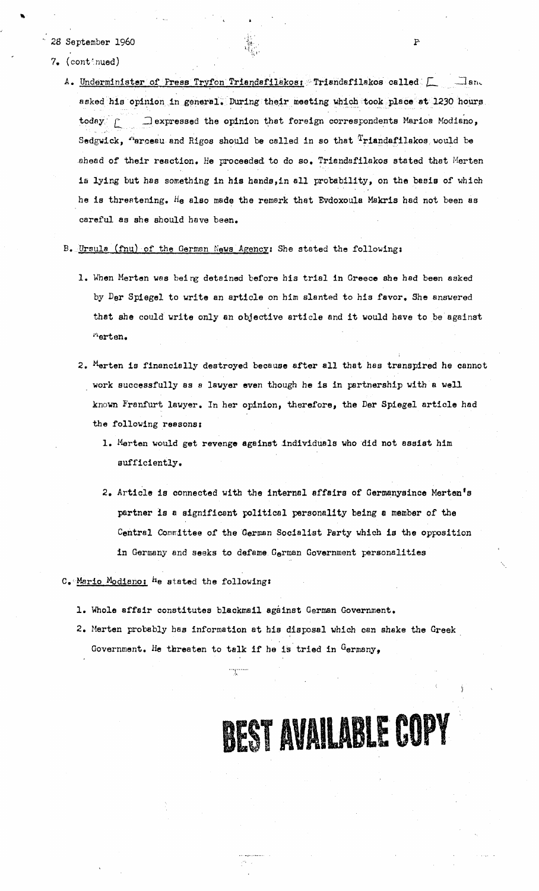28 September 1960

7. (continued)

   A. Underminister of Press Tryfon Triandafilakos: Triandafilakos called [ ] and asked his opinion in general. During their meeting which took place at 1230 hours today [ ] expressed the opinion that foreign correspondents Marios Modiano, Sedgwick, Marceau and Rigos should be called in so that Triandafilakos would be ahead of their reaction. He proceeded to do so. Triandafilakos stated that Merten is lying but has something in his hands, in all probability, on the basis of which he is threatening. He also made the remark that Evdoxoula Makris had not been as careful as she should have been.

   B. Ursula (fnu) of the German News Agency: She stated the following:

      1. When Merten was being detained before his trial in Greece she had been asked by Der Spiegel to write an article on him slanted to his favor. She answered that she could write only an objective article and it would have to be against Merten.

      2. Merten is financially destroyed because after all that has transpired he cannot work successfully as a lawyer even though he is in partnership with a well known Franfurt lawyer. In her opinion, therefore, the Der Spiegel article had the following reasons:

         1. Merten would get revenge against individuals who did not assist him sufficiently.

         2. Article is connected with the internal affairs of Germanysince Merten's partner is a significant political personality being a member of the Central Committee of the German Socialist Party which is the opposition in Germany and seeks to defame German Government personalities

   C. Mario Modiano: He stated the following:

      1. Whole affair constitutes blackmail against German Government.
      2. Merten probably has information at his disposal which can shake the Greek Government. He threaten to talk if he is tried in Germany,

BEST AVAILABLE COPY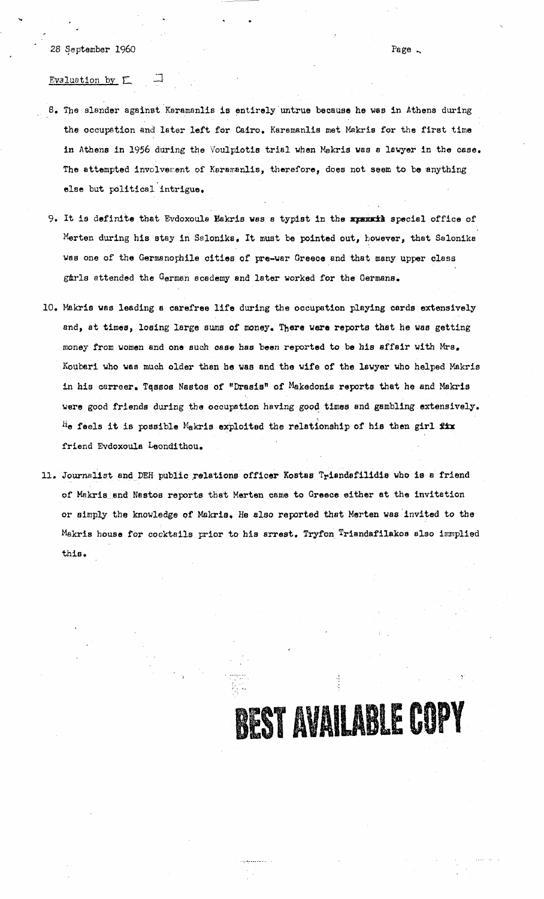28 September 1960

Evaluation by [ ]

8. The slander against Karamanlis is entirely untrue because he was in Athens during the occupation and later left for Cairo. Karamanlis met Makris for the first time in Athens in 1956 during the Voulpiotis trial when Makris was a lawyer in the case. The attempted involvement of Karamanlis, therefore, does not seem to be anything else but political intrigue.

9. It is definite that Evdoxoula Makris was a typist in the ~~speci~~ special office of Merten during his stay in Salonika. It must be pointed out, however, that Salonika was one of the Germanophile cities of pre-war Greece and that many upper class girls attended the German academy and later worked for the Germans.

10. Makris was leading a carefree life during the occupation playing cards extensively and, at times, losing large sums of money. There were reports that he was getting money from women and one such case has been reported to be his affair with Mrs. Koubari who was much older than he was and the wife of the lawyer who helped Makris in his carreer. Tassos Nastos of "Drasis" of Makedonia reports that he and Makris were good friends during the occupation having good times and gambling extensively. He feels it is possible Makris exploited the relationship of his then girl ~~fix~~ friend Evdoxoula Leondithou.

11. Journalist and DEH public relations officer Kostas Triandafilidis who is a friend of Makris and Nastos reports that Merten came to Greece either at the invitation or simply the knowledge of Makris. He also reported that Merten was invited to the Makris house for cocktails prior to his arrest. Tryfon Triandafilakos also immplied this.

BEST AVAILABLE COPY